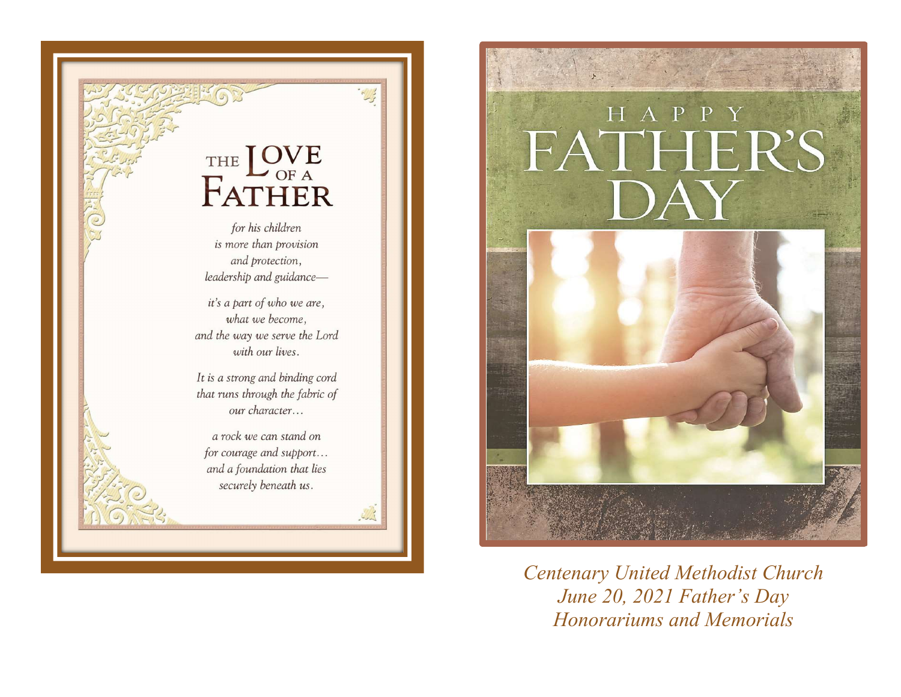# The Love of a Father

*for his children*
*is more than provision*
*and protection,*
*leadership and guidance—*

*it's a part of who we are,*
*what we become,*
*and the way we serve the Lord*
*with our lives.*

*It is a strong and binding cord*
*that runs through the fabric of*
*our character…*

*a rock we can stand on*
*for courage and support…*
*and a foundation that lies*
*securely beneath us.*

# Happy Father's Day

*Centenary United Methodist Church*
*June 20, 2021 Father's Day*
*Honorariums and Memorials*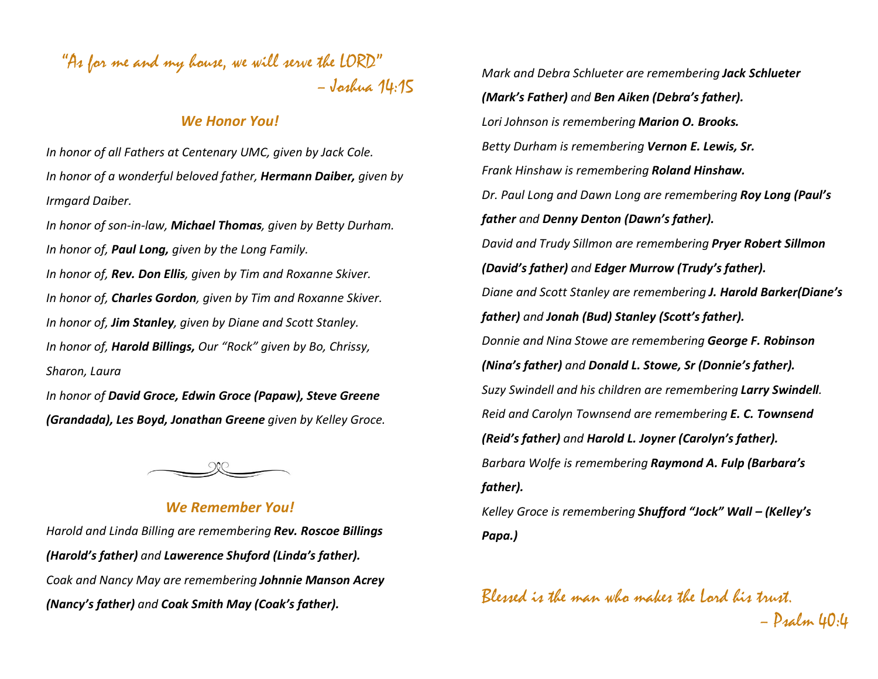*"As for me and my house, we will serve the LORD"*
*– Joshua 14:15*

## *We Honor You!*

*In honor of all Fathers at Centenary UMC, given by Jack Cole.*

*In honor of a wonderful beloved father, **Hermann Daiber,** given by Irmgard Daiber.*

*In honor of son-in-law, **Michael Thomas**, given by Betty Durham.*

*In honor of, **Paul Long,** given by the Long Family.*

*In honor of, **Rev. Don Ellis**, given by Tim and Roxanne Skiver.*

*In honor of, **Charles Gordon**, given by Tim and Roxanne Skiver.*

*In honor of, **Jim Stanley**, given by Diane and Scott Stanley.*

*In honor of, **Harold Billings,** Our "Rock" given by Bo, Chrissy, Sharon, Laura*

*In honor of **David Groce, Edwin Groce (Papaw), Steve Greene (Grandada), Les Boyd, Jonathan Greene** given by Kelley Groce.*

## *We Remember You!*

*Harold and Linda Billing are remembering **Rev. Roscoe Billings (Harold's father)** and **Lawerence Shuford (Linda's father).***

*Coak and Nancy May are remembering **Johnnie Manson Acrey (Nancy's father)** and **Coak Smith May (Coak's father).***

*Mark and Debra Schlueter are remembering **Jack Schlueter (Mark's Father)** and **Ben Aiken (Debra's father).***

*Lori Johnson is remembering **Marion O. Brooks.***

*Betty Durham is remembering **Vernon E. Lewis, Sr.***

*Frank Hinshaw is remembering **Roland Hinshaw.***

*Dr. Paul Long and Dawn Long are remembering **Roy Long (Paul's father** and **Denny Denton (Dawn's father).***

*David and Trudy Sillmon are remembering **Pryer Robert Sillmon (David's father)** and **Edger Murrow (Trudy's father).***

*Diane and Scott Stanley are remembering **J. Harold Barker(Diane's father)** and **Jonah (Bud) Stanley (Scott's father).***

*Donnie and Nina Stowe are remembering **George F. Robinson (Nina's father)** and **Donald L. Stowe, Sr (Donnie's father).***

*Suzy Swindell and his children are remembering **Larry Swindell**.*

*Reid and Carolyn Townsend are remembering **E. C. Townsend (Reid's father)** and **Harold L. Joyner (Carolyn's father).***

*Barbara Wolfe is remembering **Raymond A. Fulp (Barbara's father).***

*Kelley Groce is remembering **Shufford "Jock" Wall – (Kelley's Papa.)***

*Blessed is the man who makes the Lord his trust.*
*– Psalm 40:4*